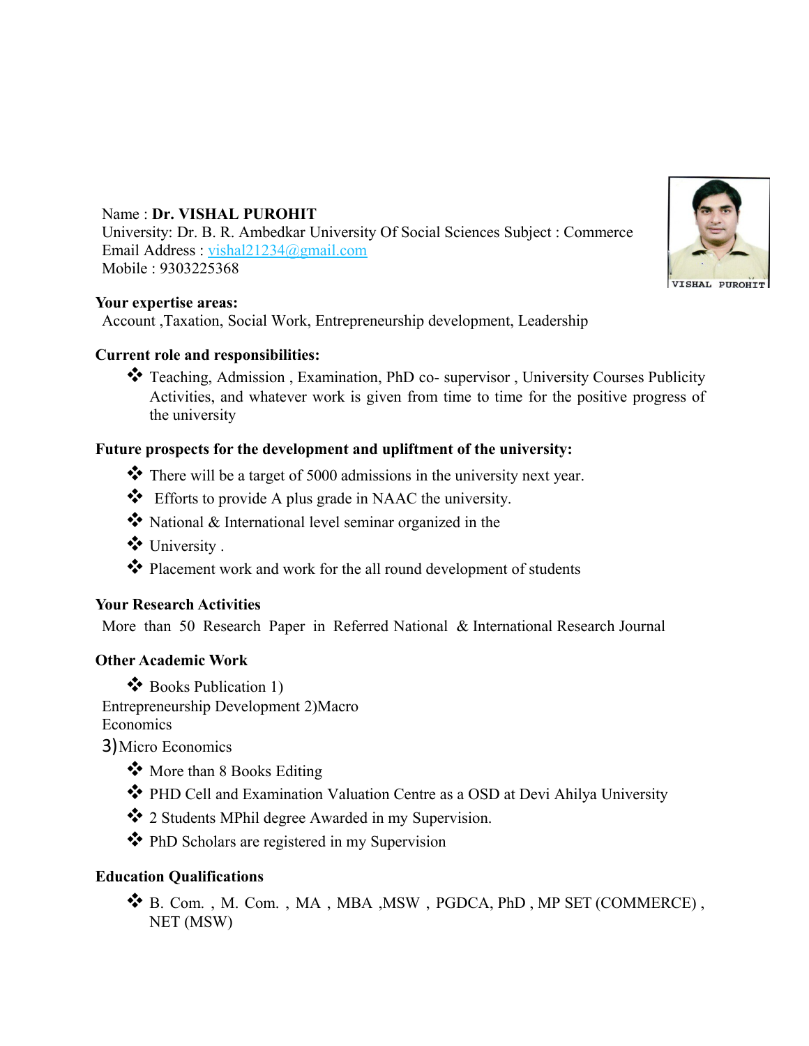Name : **Dr. VISHAL PUROHIT**
University: Dr. B. R. Ambedkar University Of Social Sciences Subject : Commerce
Email Address : vishal21234@gmail.com
Mobile : 9303225368

**Your expertise areas:**

Account ,Taxation, Social Work, Entrepreneurship development, Leadership

**Current role and responsibilities:**

- Teaching, Admission , Examination, PhD co- supervisor , University Courses Publicity Activities, and whatever work is given from time to time for the positive progress of the university

**Future prospects for the development and upliftment of the university:**

- There will be a target of 5000 admissions in the university next year.
- Efforts to provide A plus grade in NAAC the university.
- National & International level seminar organized in the
- University .
- Placement work and work for the all round development of students

**Your Research Activities**

More than 50 Research Paper in Referred National & International Research Journal

**Other Academic Work**

- Books Publication 1)

Entrepreneurship Development 2)Macro Economics

3)Micro Economics

- More than 8 Books Editing
- PHD Cell and Examination Valuation Centre as a OSD at Devi Ahilya University
- 2 Students MPhil degree Awarded in my Supervision.
- PhD Scholars are registered in my Supervision

**Education Qualifications**

- B. Com. , M. Com. , MA , MBA ,MSW , PGDCA, PhD , MP SET (COMMERCE) , NET (MSW)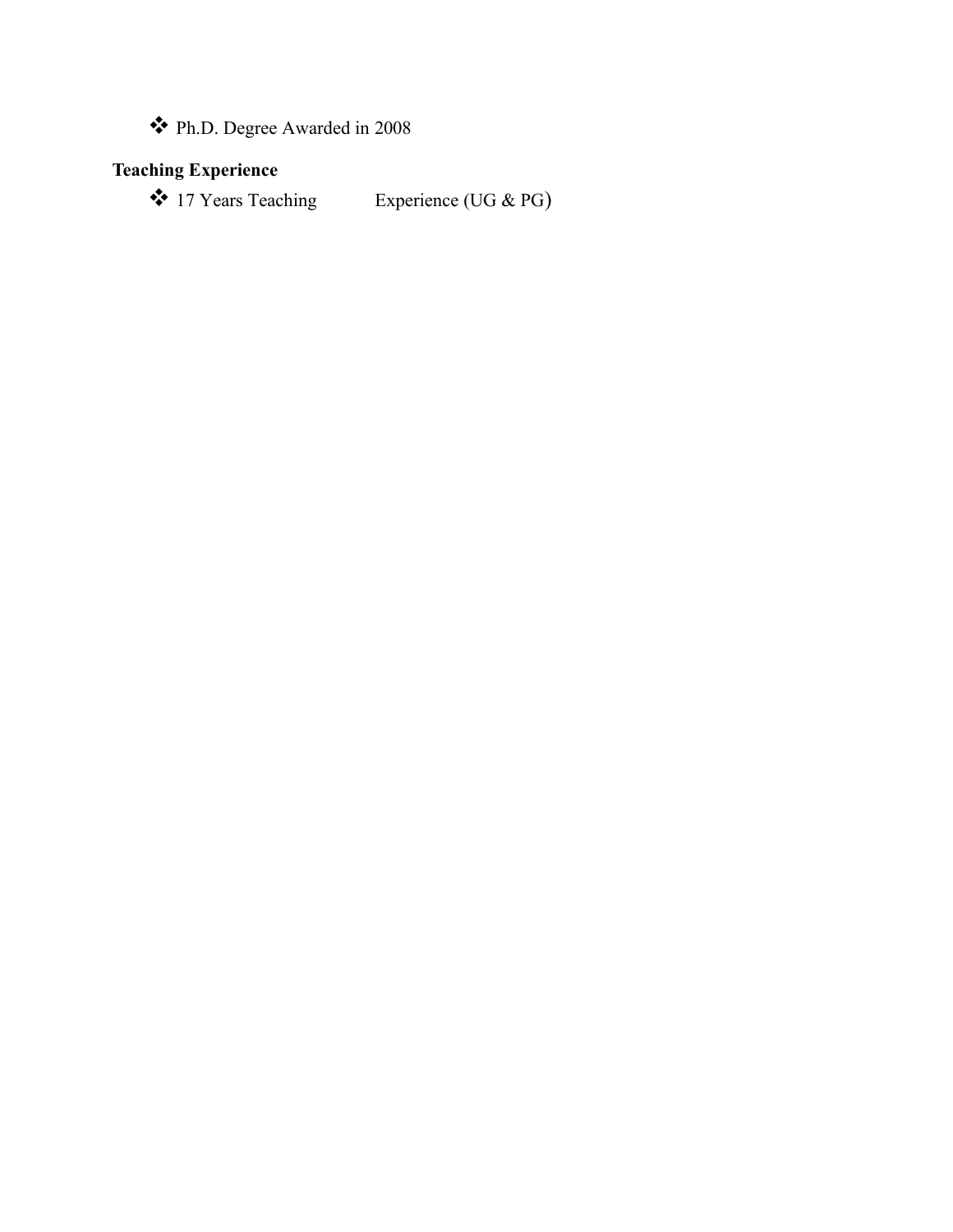- Ph.D. Degree Awarded in 2008

**Teaching Experience**

- 17 Years Teaching Experience (UG & PG)